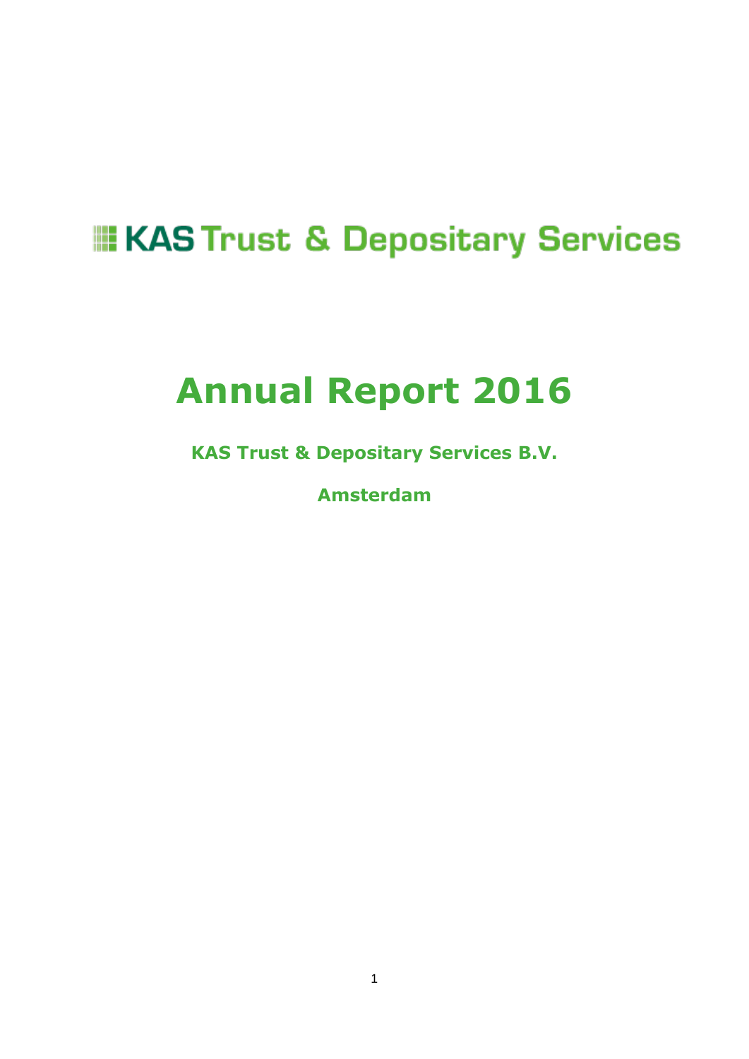KAS Trust & Depositary Services

# Annual Report 2016

**KAS Trust & Depositary Services B.V.**

**Amsterdam**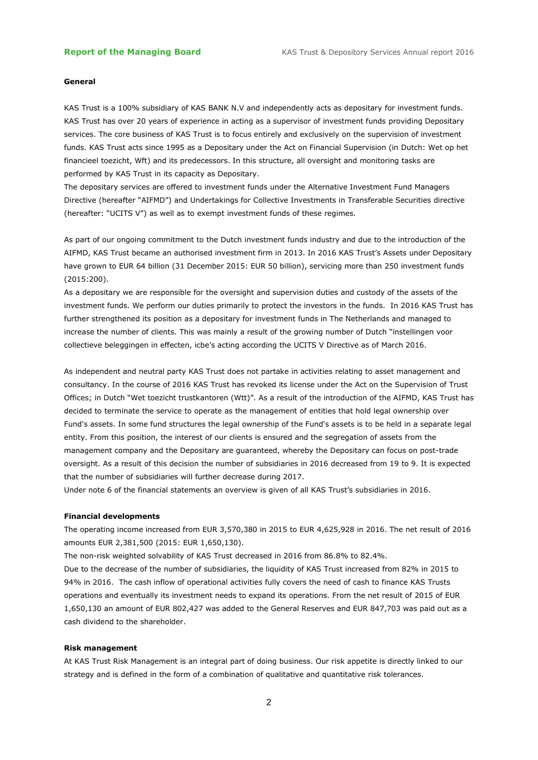### General

KAS Trust is a 100% subsidiary of KAS BANK N.V and independently acts as depositary for investment funds. KAS Trust has over 20 years of experience in acting as a supervisor of investment funds providing Depositary services. The core business of KAS Trust is to focus entirely and exclusively on the supervision of investment funds. KAS Trust acts since 1995 as a Depositary under the Act on Financial Supervision (in Dutch: Wet op het financieel toezicht, Wft) and its predecessors. In this structure, all oversight and monitoring tasks are performed by KAS Trust in its capacity as Depositary.
The depositary services are offered to investment funds under the Alternative Investment Fund Managers Directive (hereafter "AIFMD") and Undertakings for Collective Investments in Transferable Securities directive (hereafter: "UCITS V") as well as to exempt investment funds of these regimes.

As part of our ongoing commitment to the Dutch investment funds industry and due to the introduction of the AIFMD, KAS Trust became an authorised investment firm in 2013. In 2016 KAS Trust's Assets under Depositary have grown to EUR 64 billion (31 December 2015: EUR 50 billion), servicing more than 250 investment funds (2015:200).
As a depositary we are responsible for the oversight and supervision duties and custody of the assets of the investment funds. We perform our duties primarily to protect the investors in the funds. In 2016 KAS Trust has further strengthened its position as a depositary for investment funds in The Netherlands and managed to increase the number of clients. This was mainly a result of the growing number of Dutch "instellingen voor collectieve beleggingen in effecten, icbe's acting according the UCITS V Directive as of March 2016.

As independent and neutral party KAS Trust does not partake in activities relating to asset management and consultancy. In the course of 2016 KAS Trust has revoked its license under the Act on the Supervision of Trust Offices; in Dutch "Wet toezicht trustkantoren (Wtt)". As a result of the introduction of the AIFMD, KAS Trust has decided to terminate the service to operate as the management of entities that hold legal ownership over Fund's assets. In some fund structures the legal ownership of the Fund's assets is to be held in a separate legal entity. From this position, the interest of our clients is ensured and the segregation of assets from the management company and the Depositary are guaranteed, whereby the Depositary can focus on post-trade oversight. As a result of this decision the number of subsidiaries in 2016 decreased from 19 to 9. It is expected that the number of subsidiaries will further decrease during 2017.
Under note 6 of the financial statements an overview is given of all KAS Trust's subsidiaries in 2016.

### Financial developments

The operating income increased from EUR 3,570,380 in 2015 to EUR 4,625,928 in 2016. The net result of 2016 amounts EUR 2,381,500 (2015: EUR 1,650,130).
The non-risk weighted solvability of KAS Trust decreased in 2016 from 86.8% to 82.4%.
Due to the decrease of the number of subsidiaries, the liquidity of KAS Trust increased from 82% in 2015 to 94% in 2016. The cash inflow of operational activities fully covers the need of cash to finance KAS Trusts operations and eventually its investment needs to expand its operations. From the net result of 2015 of EUR 1,650,130 an amount of EUR 802,427 was added to the General Reserves and EUR 847,703 was paid out as a cash dividend to the shareholder.

### Risk management

At KAS Trust Risk Management is an integral part of doing business. Our risk appetite is directly linked to our strategy and is defined in the form of a combination of qualitative and quantitative risk tolerances.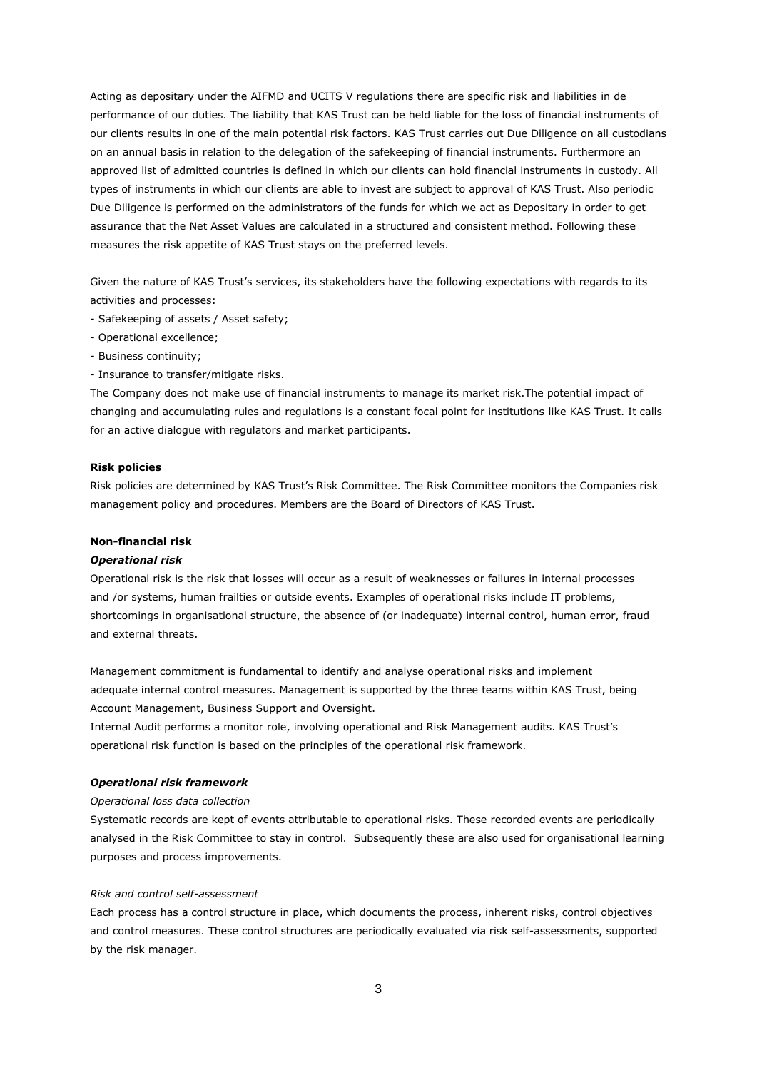Acting as depositary under the AIFMD and UCITS V regulations there are specific risk and liabilities in de performance of our duties. The liability that KAS Trust can be held liable for the loss of financial instruments of our clients results in one of the main potential risk factors. KAS Trust carries out Due Diligence on all custodians on an annual basis in relation to the delegation of the safekeeping of financial instruments. Furthermore an approved list of admitted countries is defined in which our clients can hold financial instruments in custody. All types of instruments in which our clients are able to invest are subject to approval of KAS Trust. Also periodic Due Diligence is performed on the administrators of the funds for which we act as Depositary in order to get assurance that the Net Asset Values are calculated in a structured and consistent method. Following these measures the risk appetite of KAS Trust stays on the preferred levels.

Given the nature of KAS Trust's services, its stakeholders have the following expectations with regards to its activities and processes:

- Safekeeping of assets / Asset safety;
- Operational excellence;
- Business continuity;
- Insurance to transfer/mitigate risks.

The Company does not make use of financial instruments to manage its market risk.The potential impact of changing and accumulating rules and regulations is a constant focal point for institutions like KAS Trust. It calls for an active dialogue with regulators and market participants.

**Risk policies**

Risk policies are determined by KAS Trust's Risk Committee. The Risk Committee monitors the Companies risk management policy and procedures. Members are the Board of Directors of KAS Trust.

**Non-financial risk**

***Operational risk***

Operational risk is the risk that losses will occur as a result of weaknesses or failures in internal processes and /or systems, human frailties or outside events. Examples of operational risks include IT problems, shortcomings in organisational structure, the absence of (or inadequate) internal control, human error, fraud and external threats.

Management commitment is fundamental to identify and analyse operational risks and implement adequate internal control measures. Management is supported by the three teams within KAS Trust, being Account Management, Business Support and Oversight.

Internal Audit performs a monitor role, involving operational and Risk Management audits. KAS Trust's operational risk function is based on the principles of the operational risk framework.

***Operational risk framework***

*Operational loss data collection*

Systematic records are kept of events attributable to operational risks. These recorded events are periodically analysed in the Risk Committee to stay in control. Subsequently these are also used for organisational learning purposes and process improvements.

*Risk and control self-assessment*

Each process has a control structure in place, which documents the process, inherent risks, control objectives and control measures. These control structures are periodically evaluated via risk self-assessments, supported by the risk manager.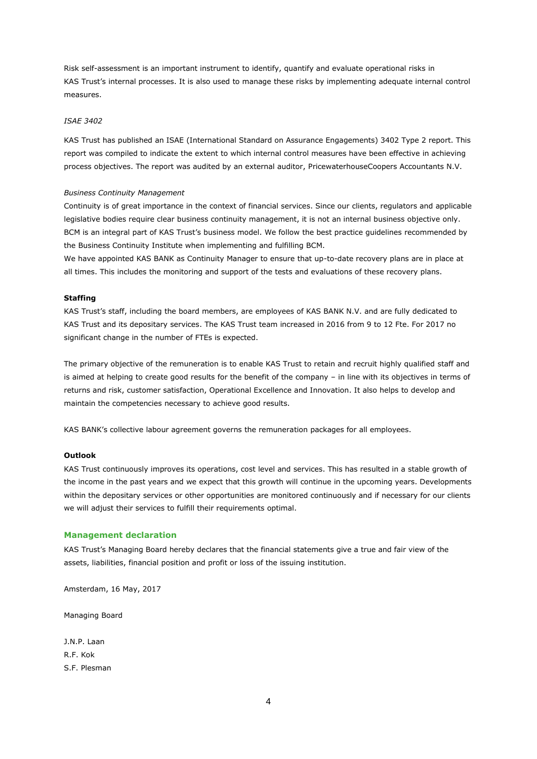Risk self-assessment is an important instrument to identify, quantify and evaluate operational risks in KAS Trust's internal processes. It is also used to manage these risks by implementing adequate internal control measures.

*ISAE 3402*

KAS Trust has published an ISAE (International Standard on Assurance Engagements) 3402 Type 2 report. This report was compiled to indicate the extent to which internal control measures have been effective in achieving process objectives. The report was audited by an external auditor, PricewaterhouseCoopers Accountants N.V.

*Business Continuity Management*

Continuity is of great importance in the context of financial services. Since our clients, regulators and applicable legislative bodies require clear business continuity management, it is not an internal business objective only. BCM is an integral part of KAS Trust's business model. We follow the best practice guidelines recommended by the Business Continuity Institute when implementing and fulfilling BCM.
We have appointed KAS BANK as Continuity Manager to ensure that up-to-date recovery plans are in place at all times. This includes the monitoring and support of the tests and evaluations of these recovery plans.

**Staffing**

KAS Trust's staff, including the board members, are employees of KAS BANK N.V. and are fully dedicated to KAS Trust and its depositary services. The KAS Trust team increased in 2016 from 9 to 12 Fte. For 2017 no significant change in the number of FTEs is expected.

The primary objective of the remuneration is to enable KAS Trust to retain and recruit highly qualified staff and is aimed at helping to create good results for the benefit of the company – in line with its objectives in terms of returns and risk, customer satisfaction, Operational Excellence and Innovation. It also helps to develop and maintain the competencies necessary to achieve good results.

KAS BANK's collective labour agreement governs the remuneration packages for all employees.

**Outlook**

KAS Trust continuously improves its operations, cost level and services. This has resulted in a stable growth of the income in the past years and we expect that this growth will continue in the upcoming years. Developments within the depositary services or other opportunities are monitored continuously and if necessary for our clients we will adjust their services to fulfill their requirements optimal.

## Management declaration

KAS Trust's Managing Board hereby declares that the financial statements give a true and fair view of the assets, liabilities, financial position and profit or loss of the issuing institution.

Amsterdam, 16 May, 2017

Managing Board

J.N.P. Laan
R.F. Kok
S.F. Plesman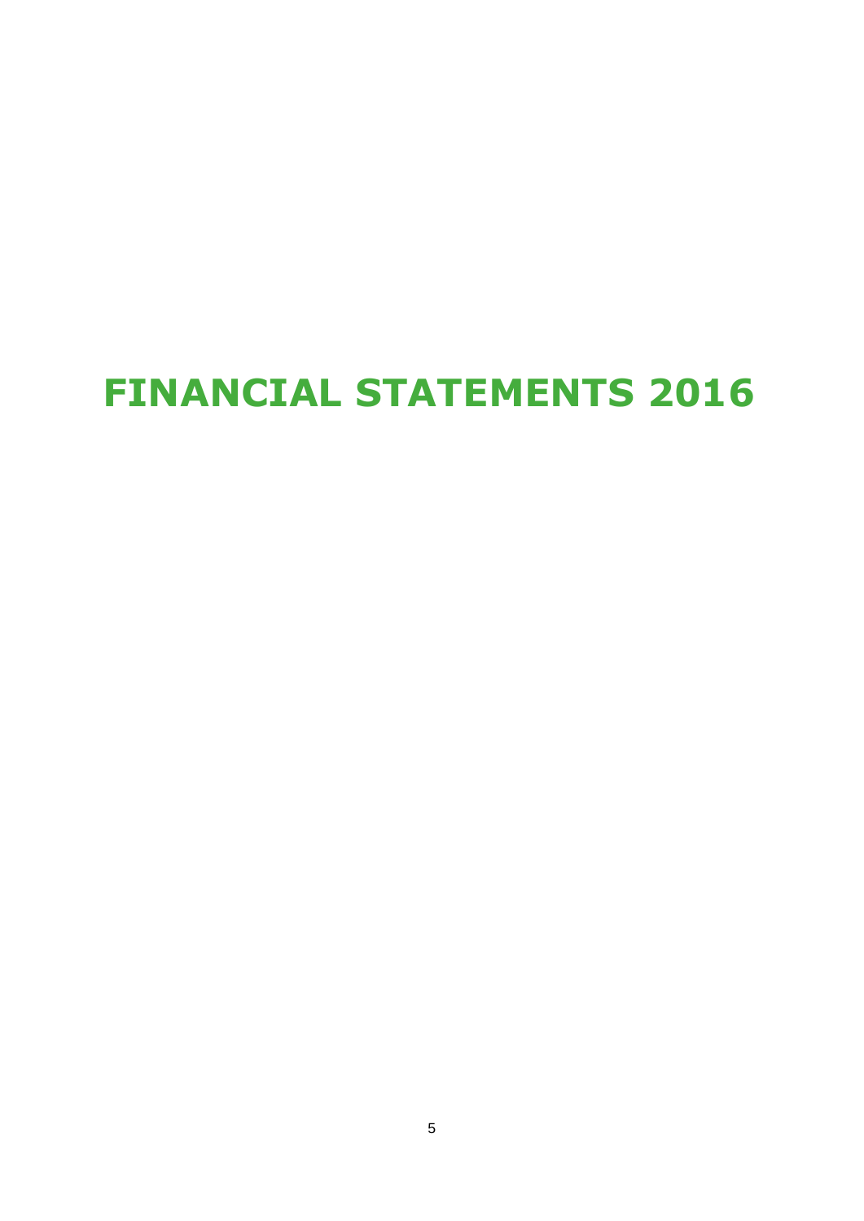# FINANCIAL STATEMENTS 2016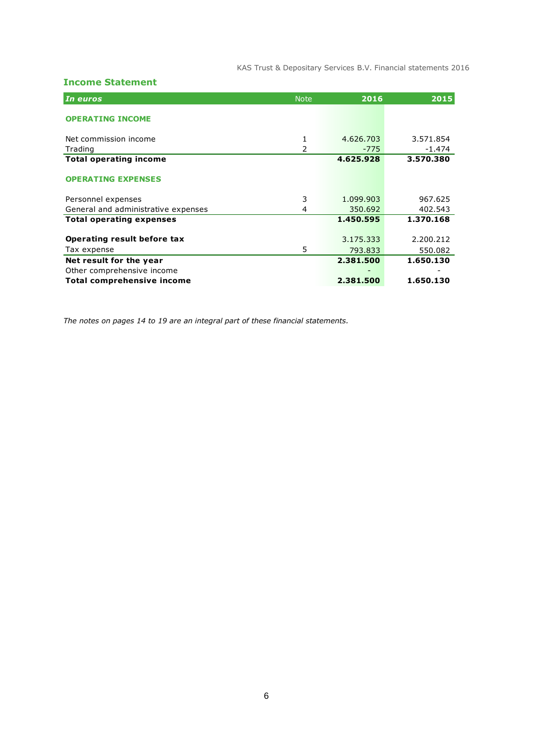## Income Statement

| *In euros* | Note | 2016 | 2015 |
|---|---|---|---|
| **OPERATING INCOME** | | | |
| Net commission income | 1 | 4.626.703 | 3.571.854 |
| Trading | 2 | -775 | -1.474 |
| **Total operating income** | | **4.625.928** | **3.570.380** |
| **OPERATING EXPENSES** | | | |
| Personnel expenses | 3 | 1.099.903 | 967.625 |
| General and administrative expenses | 4 | 350.692 | 402.543 |
| **Total operating expenses** | | **1.450.595** | **1.370.168** |
| **Operating result before tax** | | 3.175.333 | 2.200.212 |
| Tax expense | 5 | 793.833 | 550.082 |
| **Net result for the year** | | **2.381.500** | **1.650.130** |
| Other comprehensive income | | - | - |
| **Total comprehensive income** | | **2.381.500** | **1.650.130** |

*The notes on pages 14 to 19 are an integral part of these financial statements.*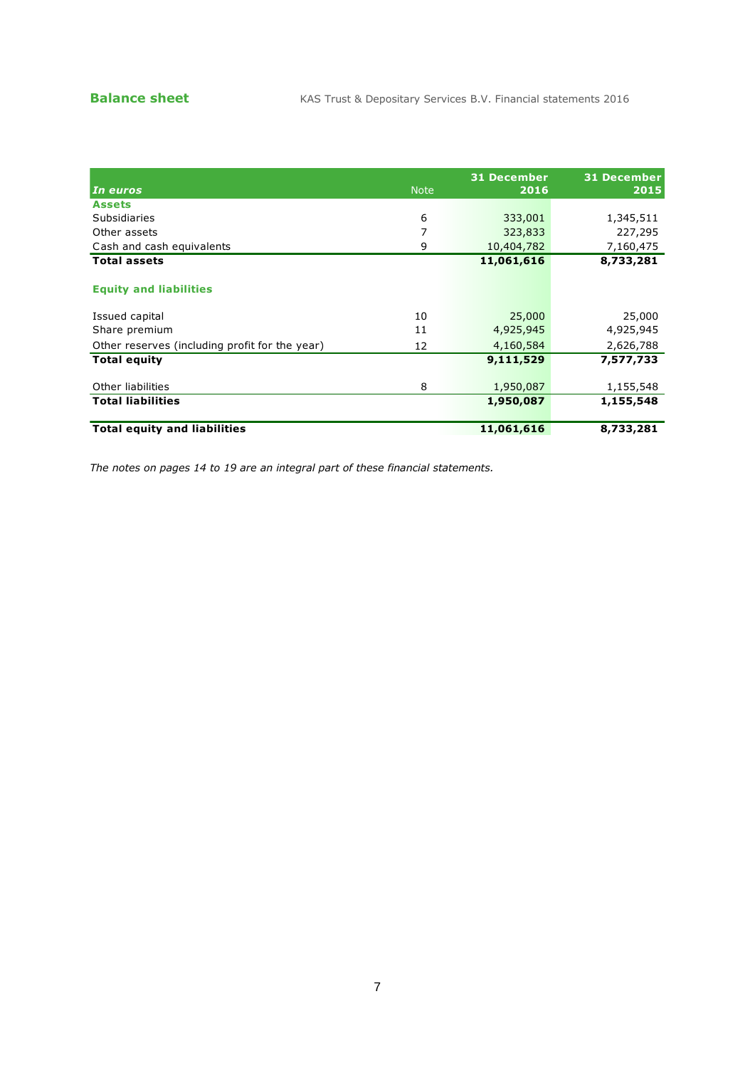## Balance sheet

| *In euros* | Note | 31 December 2016 | 31 December 2015 |
|---|---|---|---|
| **Assets** | | | |
| Subsidiaries | 6 | 333,001 | 1,345,511 |
| Other assets | 7 | 323,833 | 227,295 |
| Cash and cash equivalents | 9 | 10,404,782 | 7,160,475 |
| **Total assets** | | **11,061,616** | **8,733,281** |
| | | | |
| **Equity and liabilities** | | | |
| | | | |
| Issued capital | 10 | 25,000 | 25,000 |
| Share premium | 11 | 4,925,945 | 4,925,945 |
| Other reserves (including profit for the year) | 12 | 4,160,584 | 2,626,788 |
| **Total equity** | | **9,111,529** | **7,577,733** |
| | | | |
| Other liabilities | 8 | 1,950,087 | 1,155,548 |
| **Total liabilities** | | **1,950,087** | **1,155,548** |
| | | | |
| **Total equity and liabilities** | | **11,061,616** | **8,733,281** |

*The notes on pages 14 to 19 are an integral part of these financial statements.*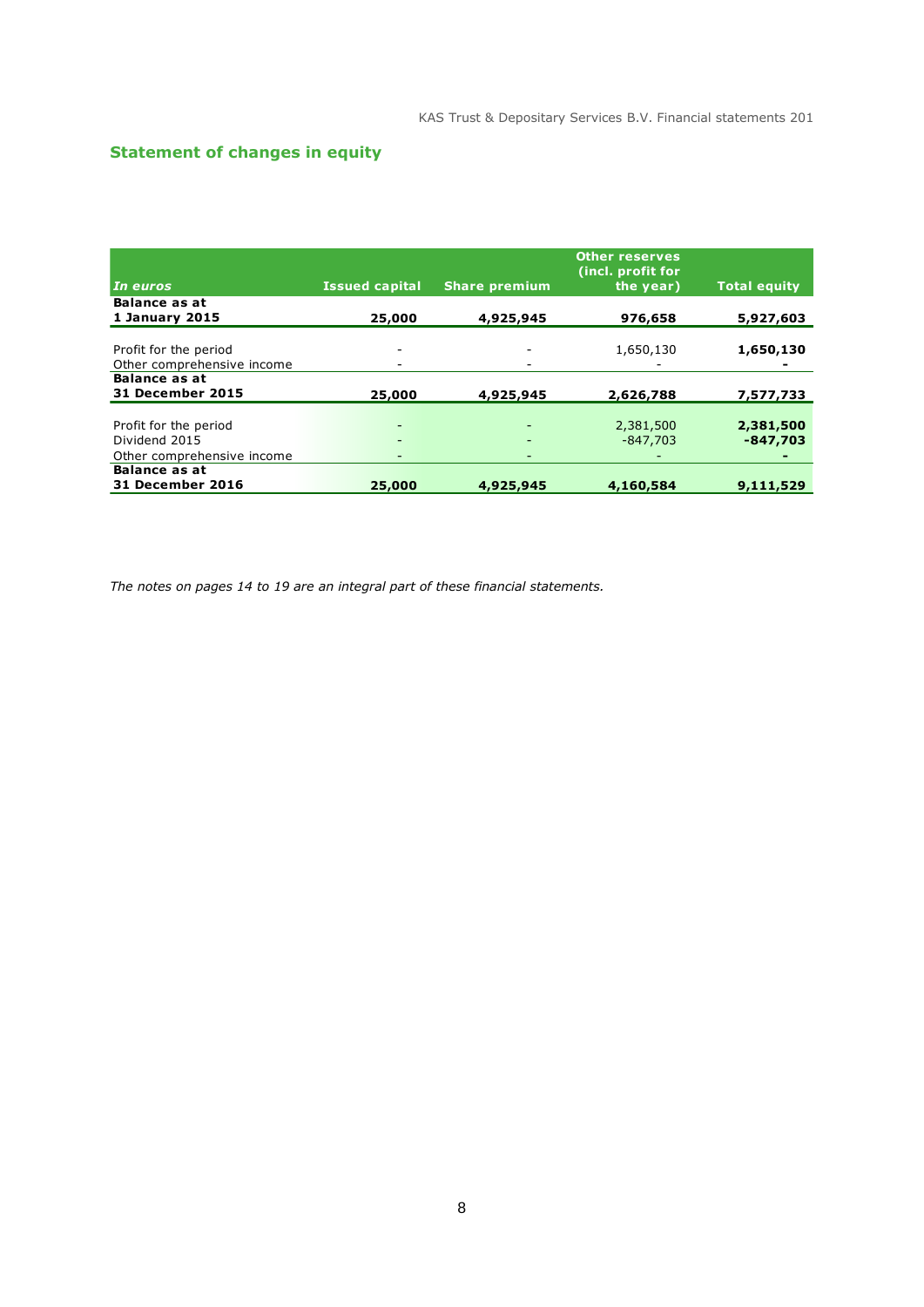## Statement of changes in equity

| *In euros* | Issued capital | Share premium | Other reserves (incl. profit for the year) | Total equity |
|---|---|---|---|---|
| **Balance as at 1 January 2015** | **25,000** | **4,925,945** | **976,658** | **5,927,603** |
| Profit for the period | - | - | 1,650,130 | **1,650,130** |
| Other comprehensive income | - | - | - | **-** |
| **Balance as at 31 December 2015** | **25,000** | **4,925,945** | **2,626,788** | **7,577,733** |
| Profit for the period | - | - | 2,381,500 | **2,381,500** |
| Dividend 2015 | - | - | -847,703 | **-847,703** |
| Other comprehensive income | - | - | - | **-** |
| **Balance as at 31 December 2016** | **25,000** | **4,925,945** | **4,160,584** | **9,111,529** |

*The notes on pages 14 to 19 are an integral part of these financial statements.*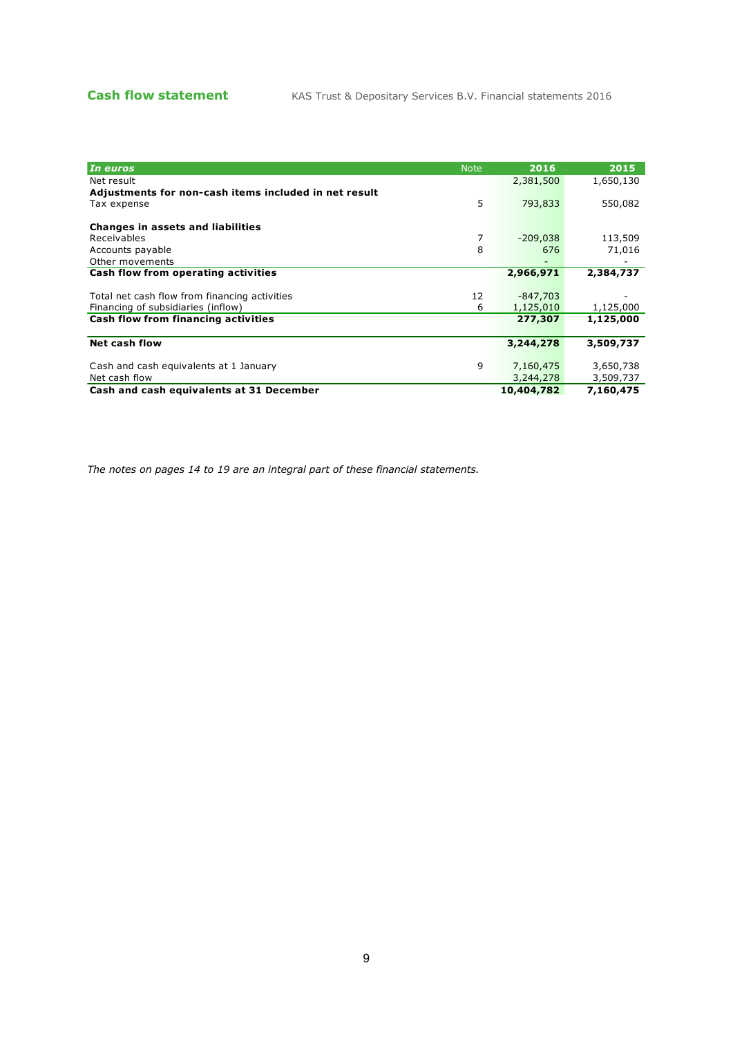## Cash flow statement

| *In euros* | Note | 2016 | 2015 |
|---|---|---|---|
| Net result | | 2,381,500 | 1,650,130 |
| **Adjustments for non-cash items included in net result** | | | |
| Tax expense | 5 | 793,833 | 550,082 |
| | | | |
| **Changes in assets and liabilities** | | | |
| Receivables | 7 | -209,038 | 113,509 |
| Accounts payable | 8 | 676 | 71,016 |
| Other movements | | - | - |
| **Cash flow from operating activities** | | **2,966,971** | **2,384,737** |
| | | | |
| Total net cash flow from financing activities | 12 | -847,703 | - |
| Financing of subsidiaries (inflow) | 6 | 1,125,010 | 1,125,000 |
| **Cash flow from financing activities** | | **277,307** | **1,125,000** |
| | | | |
| **Net cash flow** | | **3,244,278** | **3,509,737** |
| | | | |
| Cash and cash equivalents at 1 January | 9 | 7,160,475 | 3,650,738 |
| Net cash flow | | 3,244,278 | 3,509,737 |
| **Cash and cash equivalents at 31 December** | | **10,404,782** | **7,160,475** |

*The notes on pages 14 to 19 are an integral part of these financial statements.*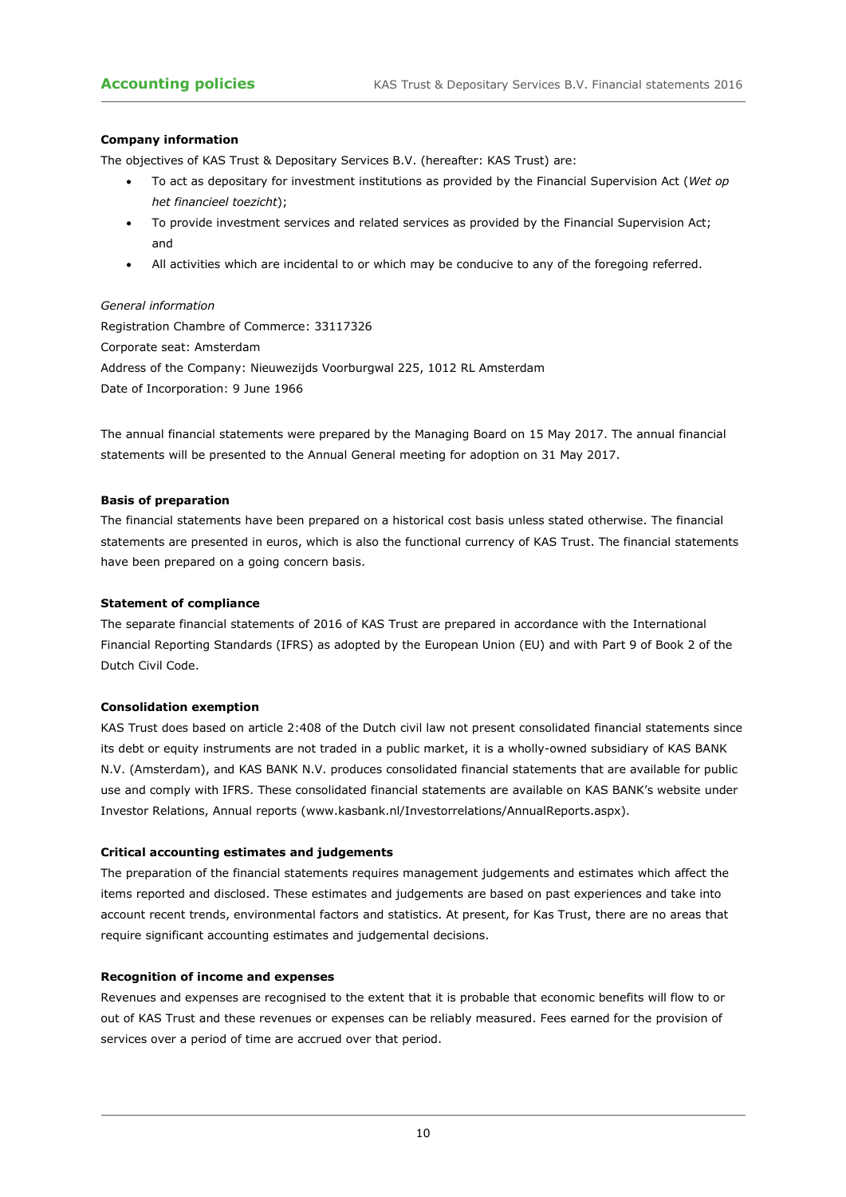# Accounting policies

### Company information

The objectives of KAS Trust & Depositary Services B.V. (hereafter: KAS Trust) are:

- To act as depositary for investment institutions as provided by the Financial Supervision Act (*Wet op het financieel toezicht*);
- To provide investment services and related services as provided by the Financial Supervision Act; and
- All activities which are incidental to or which may be conducive to any of the foregoing referred.

*General information*

Registration Chambre of Commerce: 33117326
Corporate seat: Amsterdam
Address of the Company: Nieuwezijds Voorburgwal 225, 1012 RL Amsterdam
Date of Incorporation: 9 June 1966

The annual financial statements were prepared by the Managing Board on 15 May 2017. The annual financial statements will be presented to the Annual General meeting for adoption on 31 May 2017.

### Basis of preparation

The financial statements have been prepared on a historical cost basis unless stated otherwise. The financial statements are presented in euros, which is also the functional currency of KAS Trust. The financial statements have been prepared on a going concern basis.

### Statement of compliance

The separate financial statements of 2016 of KAS Trust are prepared in accordance with the International Financial Reporting Standards (IFRS) as adopted by the European Union (EU) and with Part 9 of Book 2 of the Dutch Civil Code.

### Consolidation exemption

KAS Trust does based on article 2:408 of the Dutch civil law not present consolidated financial statements since its debt or equity instruments are not traded in a public market, it is a wholly-owned subsidiary of KAS BANK N.V. (Amsterdam), and KAS BANK N.V. produces consolidated financial statements that are available for public use and comply with IFRS. These consolidated financial statements are available on KAS BANK's website under Investor Relations, Annual reports (www.kasbank.nl/Investorrelations/AnnualReports.aspx).

### Critical accounting estimates and judgements

The preparation of the financial statements requires management judgements and estimates which affect the items reported and disclosed. These estimates and judgements are based on past experiences and take into account recent trends, environmental factors and statistics. At present, for Kas Trust, there are no areas that require significant accounting estimates and judgemental decisions.

### Recognition of income and expenses

Revenues and expenses are recognised to the extent that it is probable that economic benefits will flow to or out of KAS Trust and these revenues or expenses can be reliably measured. Fees earned for the provision of services over a period of time are accrued over that period.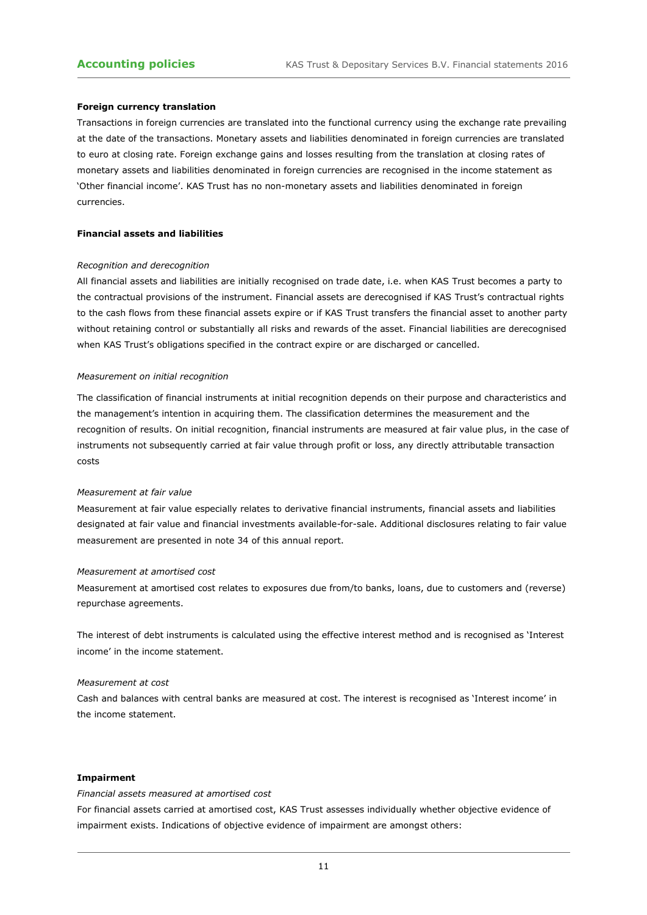**Foreign currency translation**

Transactions in foreign currencies are translated into the functional currency using the exchange rate prevailing at the date of the transactions. Monetary assets and liabilities denominated in foreign currencies are translated to euro at closing rate. Foreign exchange gains and losses resulting from the translation at closing rates of monetary assets and liabilities denominated in foreign currencies are recognised in the income statement as 'Other financial income'. KAS Trust has no non-monetary assets and liabilities denominated in foreign currencies.

**Financial assets and liabilities**

*Recognition and derecognition*

All financial assets and liabilities are initially recognised on trade date, i.e. when KAS Trust becomes a party to the contractual provisions of the instrument. Financial assets are derecognised if KAS Trust's contractual rights to the cash flows from these financial assets expire or if KAS Trust transfers the financial asset to another party without retaining control or substantially all risks and rewards of the asset. Financial liabilities are derecognised when KAS Trust's obligations specified in the contract expire or are discharged or cancelled.

*Measurement on initial recognition*

The classification of financial instruments at initial recognition depends on their purpose and characteristics and the management's intention in acquiring them. The classification determines the measurement and the recognition of results. On initial recognition, financial instruments are measured at fair value plus, in the case of instruments not subsequently carried at fair value through profit or loss, any directly attributable transaction costs

*Measurement at fair value*

Measurement at fair value especially relates to derivative financial instruments, financial assets and liabilities designated at fair value and financial investments available-for-sale. Additional disclosures relating to fair value measurement are presented in note 34 of this annual report.

*Measurement at amortised cost*

Measurement at amortised cost relates to exposures due from/to banks, loans, due to customers and (reverse) repurchase agreements.

The interest of debt instruments is calculated using the effective interest method and is recognised as 'Interest income' in the income statement.

*Measurement at cost*

Cash and balances with central banks are measured at cost. The interest is recognised as 'Interest income' in the income statement.

**Impairment**

*Financial assets measured at amortised cost*

For financial assets carried at amortised cost, KAS Trust assesses individually whether objective evidence of impairment exists. Indications of objective evidence of impairment are amongst others: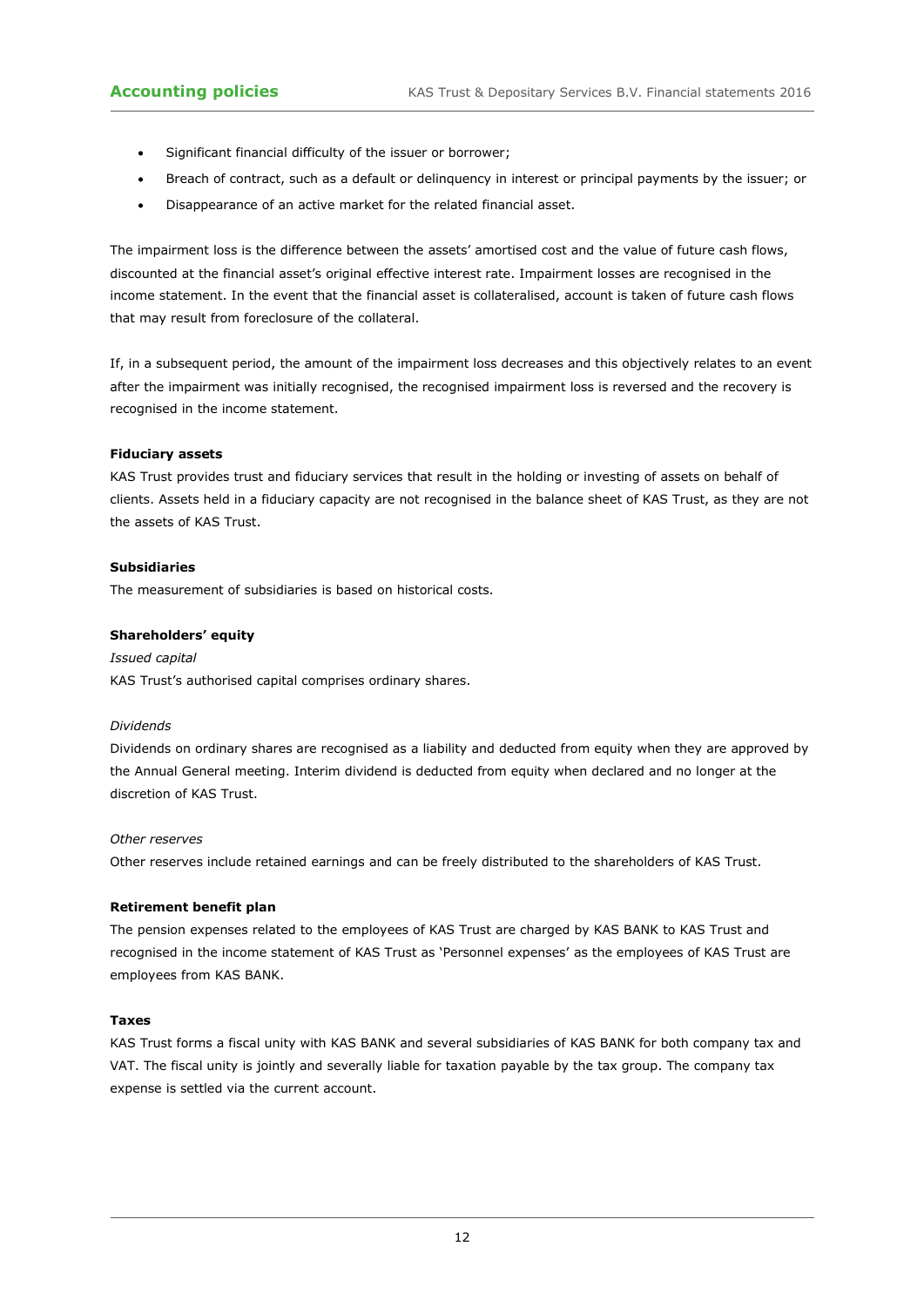- Significant financial difficulty of the issuer or borrower;
- Breach of contract, such as a default or delinquency in interest or principal payments by the issuer; or
- Disappearance of an active market for the related financial asset.

The impairment loss is the difference between the assets' amortised cost and the value of future cash flows, discounted at the financial asset's original effective interest rate. Impairment losses are recognised in the income statement. In the event that the financial asset is collateralised, account is taken of future cash flows that may result from foreclosure of the collateral.

If, in a subsequent period, the amount of the impairment loss decreases and this objectively relates to an event after the impairment was initially recognised, the recognised impairment loss is reversed and the recovery is recognised in the income statement.

**Fiduciary assets**

KAS Trust provides trust and fiduciary services that result in the holding or investing of assets on behalf of clients. Assets held in a fiduciary capacity are not recognised in the balance sheet of KAS Trust, as they are not the assets of KAS Trust.

**Subsidiaries**

The measurement of subsidiaries is based on historical costs.

**Shareholders' equity**

*Issued capital*

KAS Trust's authorised capital comprises ordinary shares.

*Dividends*

Dividends on ordinary shares are recognised as a liability and deducted from equity when they are approved by the Annual General meeting. Interim dividend is deducted from equity when declared and no longer at the discretion of KAS Trust.

*Other reserves*

Other reserves include retained earnings and can be freely distributed to the shareholders of KAS Trust.

**Retirement benefit plan**

The pension expenses related to the employees of KAS Trust are charged by KAS BANK to KAS Trust and recognised in the income statement of KAS Trust as 'Personnel expenses' as the employees of KAS Trust are employees from KAS BANK.

**Taxes**

KAS Trust forms a fiscal unity with KAS BANK and several subsidiaries of KAS BANK for both company tax and VAT. The fiscal unity is jointly and severally liable for taxation payable by the tax group. The company tax expense is settled via the current account.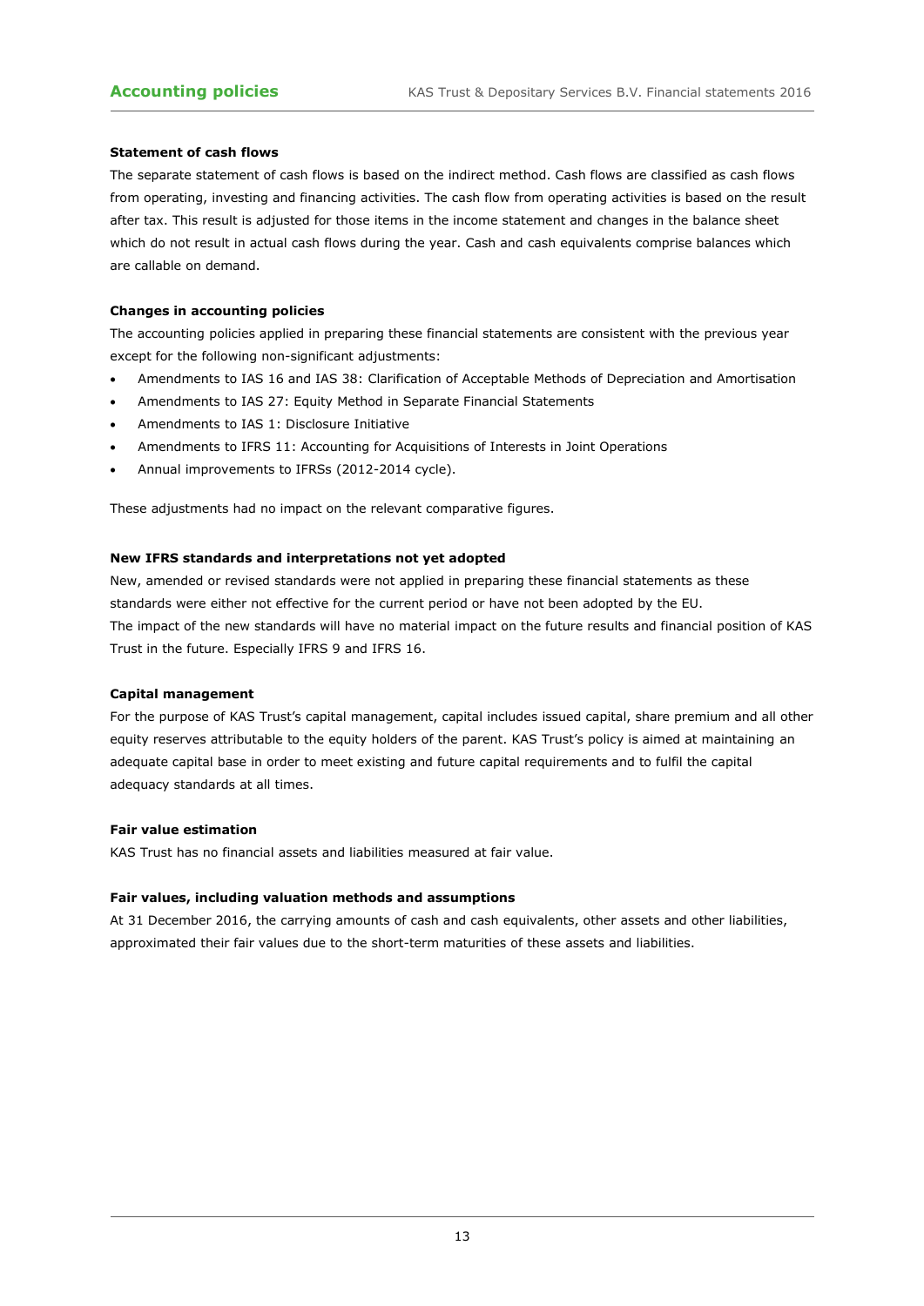### Statement of cash flows

The separate statement of cash flows is based on the indirect method. Cash flows are classified as cash flows from operating, investing and financing activities. The cash flow from operating activities is based on the result after tax. This result is adjusted for those items in the income statement and changes in the balance sheet which do not result in actual cash flows during the year. Cash and cash equivalents comprise balances which are callable on demand.

### Changes in accounting policies

The accounting policies applied in preparing these financial statements are consistent with the previous year except for the following non-significant adjustments:

- Amendments to IAS 16 and IAS 38: Clarification of Acceptable Methods of Depreciation and Amortisation
- Amendments to IAS 27: Equity Method in Separate Financial Statements
- Amendments to IAS 1: Disclosure Initiative
- Amendments to IFRS 11: Accounting for Acquisitions of Interests in Joint Operations
- Annual improvements to IFRSs (2012-2014 cycle).

These adjustments had no impact on the relevant comparative figures.

### New IFRS standards and interpretations not yet adopted

New, amended or revised standards were not applied in preparing these financial statements as these standards were either not effective for the current period or have not been adopted by the EU.
The impact of the new standards will have no material impact on the future results and financial position of KAS Trust in the future. Especially IFRS 9 and IFRS 16.

### Capital management

For the purpose of KAS Trust's capital management, capital includes issued capital, share premium and all other equity reserves attributable to the equity holders of the parent. KAS Trust's policy is aimed at maintaining an adequate capital base in order to meet existing and future capital requirements and to fulfil the capital adequacy standards at all times.

### Fair value estimation

KAS Trust has no financial assets and liabilities measured at fair value.

### Fair values, including valuation methods and assumptions

At 31 December 2016, the carrying amounts of cash and cash equivalents, other assets and other liabilities, approximated their fair values due to the short-term maturities of these assets and liabilities.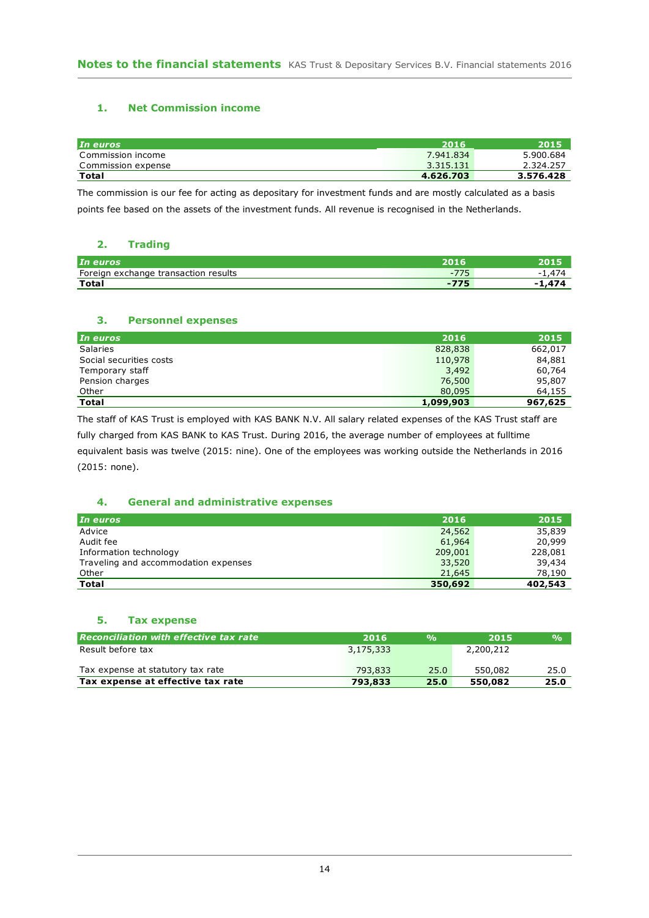## 1. Net Commission income

| *In euros* | 2016 | 2015 |
|---|---|---|
| Commission income | 7.941.834 | 5.900.684 |
| Commission expense | 3.315.131 | 2.324.257 |
| **Total** | **4.626.703** | **3.576.428** |

The commission is our fee for acting as depositary for investment funds and are mostly calculated as a basis points fee based on the assets of the investment funds. All revenue is recognised in the Netherlands.

## 2. Trading

| *In euros* | 2016 | 2015 |
|---|---|---|
| Foreign exchange transaction results | -775 | -1,474 |
| **Total** | **-775** | **-1,474** |

## 3. Personnel expenses

| *In euros* | 2016 | 2015 |
|---|---|---|
| Salaries | 828,838 | 662,017 |
| Social securities costs | 110,978 | 84,881 |
| Temporary staff | 3,492 | 60,764 |
| Pension charges | 76,500 | 95,807 |
| Other | 80,095 | 64,155 |
| **Total** | **1,099,903** | **967,625** |

The staff of KAS Trust is employed with KAS BANK N.V. All salary related expenses of the KAS Trust staff are fully charged from KAS BANK to KAS Trust. During 2016, the average number of employees at fulltime equivalent basis was twelve (2015: nine). One of the employees was working outside the Netherlands in 2016 (2015: none).

## 4. General and administrative expenses

| *In euros* | 2016 | 2015 |
|---|---|---|
| Advice | 24,562 | 35,839 |
| Audit fee | 61,964 | 20,999 |
| Information technology | 209,001 | 228,081 |
| Traveling and accommodation expenses | 33,520 | 39,434 |
| Other | 21,645 | 78,190 |
| **Total** | **350,692** | **402,543** |

## 5. Tax expense

| *Reconciliation with effective tax rate* | 2016 | % | 2015 | % |
|---|---|---|---|---|
| Result before tax | 3,175,333 | | 2,200,212 | |
| Tax expense at statutory tax rate | 793,833 | 25.0 | 550,082 | 25.0 |
| **Tax expense at effective tax rate** | **793,833** | **25.0** | **550,082** | **25.0** |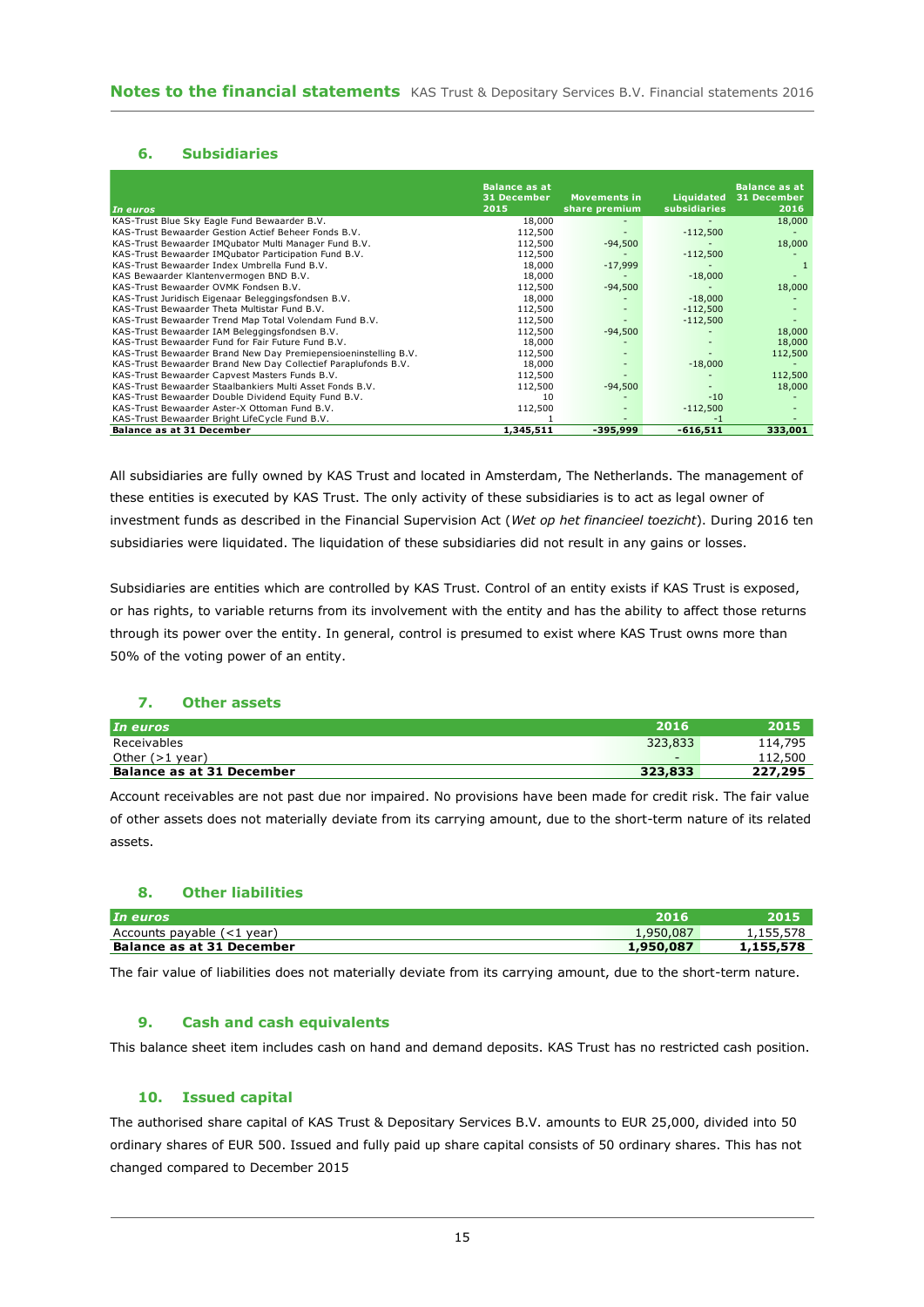## 6. Subsidiaries

| In euros | Balance as at 31 December 2015 | Movements in share premium | Liquidated subsidiaries | Balance as at 31 December 2016 |
|---|---|---|---|---|
| KAS-Trust Blue Sky Eagle Fund Bewaarder B.V. | 18,000 | - | - | 18,000 |
| KAS-Trust Bewaarder Gestion Actief Beheer Fonds B.V. | 112,500 | - | -112,500 | - |
| KAS-Trust Bewaarder IMQubator Multi Manager Fund B.V. | 112,500 | -94,500 | - | 18,000 |
| KAS-Trust Bewaarder IMQubator Participation Fund B.V. | 112,500 | - | -112,500 | - |
| KAS-Trust Bewaarder Index Umbrella Fund B.V. | 18,000 | -17,999 | - | 1 |
| KAS Bewaarder Klantenvermogen BND B.V. | 18,000 | - | -18,000 | - |
| KAS-Trust Bewaarder OVMK Fondsen B.V. | 112,500 | -94,500 | - | 18,000 |
| KAS-Trust Juridisch Eigenaar Beleggingsfondsen B.V. | 18,000 | - | -18,000 | - |
| KAS-Trust Bewaarder Theta Multistar Fund B.V. | 112,500 | - | -112,500 | - |
| KAS-Trust Bewaarder Trend Map Total Volendam Fund B.V. | 112,500 | - | -112,500 | - |
| KAS-Trust Bewaarder IAM Beleggingsfondsen B.V. | 112,500 | -94,500 | - | 18,000 |
| KAS-Trust Bewaarder Fund for Fair Future Fund B.V. | 18,000 | - | - | 18,000 |
| KAS-Trust Bewaarder Brand New Day Premiepensioeninstelling B.V. | 112,500 | - | - | 112,500 |
| KAS-Trust Bewaarder Brand New Day Collectief Paraplufonds B.V. | 18,000 | - | -18,000 | - |
| KAS-Trust Bewaarder Capvest Masters Funds B.V. | 112,500 | - | - | 112,500 |
| KAS-Trust Bewaarder Staalbankiers Multi Asset Fonds B.V. | 112,500 | -94,500 | - | 18,000 |
| KAS-Trust Bewaarder Double Dividend Equity Fund B.V. | 10 | - | -10 | - |
| KAS-Trust Bewaarder Aster-X Ottoman Fund B.V. | 112,500 | - | -112,500 | - |
| KAS-Trust Bewaarder Bright LifeCycle Fund B.V. | 1 | - | -1 | - |
| **Balance as at 31 December** | **1,345,511** | **-395,999** | **-616,511** | **333,001** |

All subsidiaries are fully owned by KAS Trust and located in Amsterdam, The Netherlands. The management of these entities is executed by KAS Trust. The only activity of these subsidiaries is to act as legal owner of investment funds as described in the Financial Supervision Act (*Wet op het financieel toezicht*). During 2016 ten subsidiaries were liquidated. The liquidation of these subsidiaries did not result in any gains or losses.

Subsidiaries are entities which are controlled by KAS Trust. Control of an entity exists if KAS Trust is exposed, or has rights, to variable returns from its involvement with the entity and has the ability to affect those returns through its power over the entity. In general, control is presumed to exist where KAS Trust owns more than 50% of the voting power of an entity.

## 7. Other assets

| In euros | 2016 | 2015 |
|---|---|---|
| Receivables | 323,833 | 114,795 |
| Other (>1 year) | - | 112,500 |
| **Balance as at 31 December** | **323,833** | **227,295** |

Account receivables are not past due nor impaired. No provisions have been made for credit risk. The fair value of other assets does not materially deviate from its carrying amount, due to the short-term nature of its related assets.

## 8. Other liabilities

| In euros | 2016 | 2015 |
|---|---|---|
| Accounts payable (<1 year) | 1,950,087 | 1,155,578 |
| **Balance as at 31 December** | **1,950,087** | **1,155,578** |

The fair value of liabilities does not materially deviate from its carrying amount, due to the short-term nature.

## 9. Cash and cash equivalents

This balance sheet item includes cash on hand and demand deposits. KAS Trust has no restricted cash position.

## 10. Issued capital

The authorised share capital of KAS Trust & Depositary Services B.V. amounts to EUR 25,000, divided into 50 ordinary shares of EUR 500. Issued and fully paid up share capital consists of 50 ordinary shares. This has not changed compared to December 2015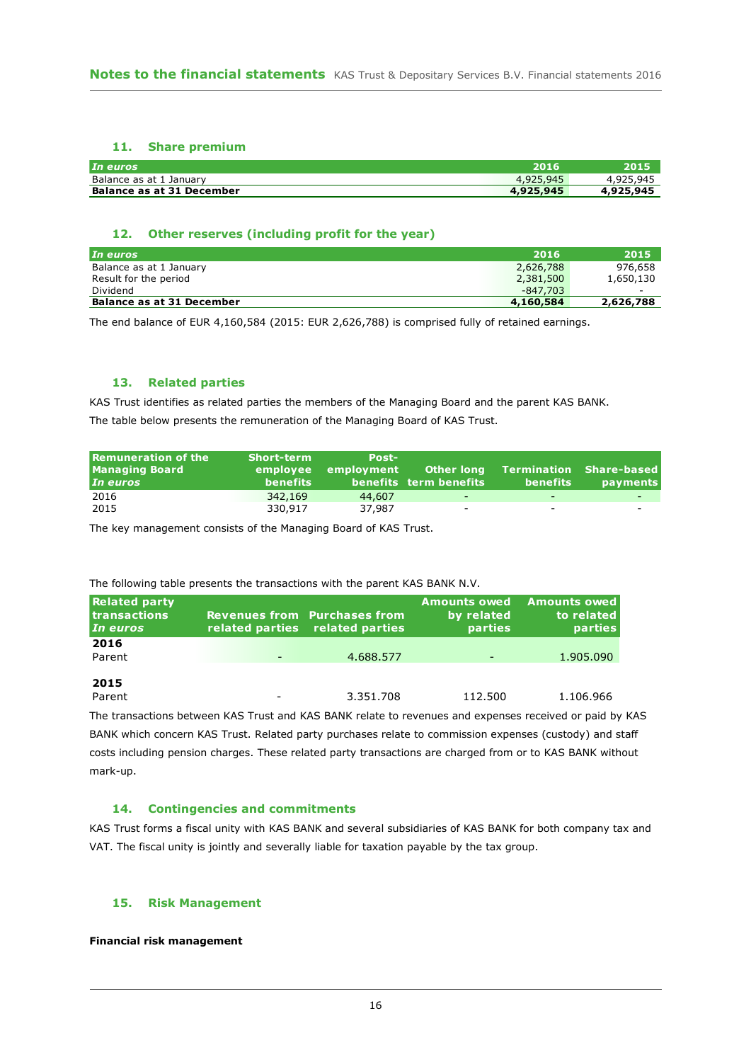## 11. Share premium

| In euros | 2016 | 2015 |
|---|---|---|
| Balance as at 1 January | 4,925,945 | 4,925,945 |
| **Balance as at 31 December** | **4,925,945** | **4,925,945** |

## 12. Other reserves (including profit for the year)

| In euros | 2016 | 2015 |
|---|---|---|
| Balance as at 1 January | 2,626,788 | 976,658 |
| Result for the period | 2,381,500 | 1,650,130 |
| Dividend | -847,703 | - |
| **Balance as at 31 December** | **4,160,584** | **2,626,788** |

The end balance of EUR 4,160,584 (2015: EUR 2,626,788) is comprised fully of retained earnings.

## 13. Related parties

KAS Trust identifies as related parties the members of the Managing Board and the parent KAS BANK.

The table below presents the remuneration of the Managing Board of KAS Trust.

| Remuneration of the Managing Board *In euros* | Short-term employee benefits | Post-employment benefits | Other long term benefits | Termination benefits | Share-based payments |
|---|---|---|---|---|---|
| 2016 | 342,169 | 44,607 | - | - | - |
| 2015 | 330,917 | 37,987 | - | - | - |

The key management consists of the Managing Board of KAS Trust.

The following table presents the transactions with the parent KAS BANK N.V.

| Related party transactions *In euros* | Revenues from related parties | Purchases from related parties | Amounts owed by related parties | Amounts owed to related parties |
|---|---|---|---|---|
| **2016** | | | | |
| Parent | - | 4.688.577 | - | 1.905.090 |
| **2015** | | | | |
| Parent | - | 3.351.708 | 112.500 | 1.106.966 |

The transactions between KAS Trust and KAS BANK relate to revenues and expenses received or paid by KAS BANK which concern KAS Trust. Related party purchases relate to commission expenses (custody) and staff costs including pension charges. These related party transactions are charged from or to KAS BANK without mark-up.

## 14. Contingencies and commitments

KAS Trust forms a fiscal unity with KAS BANK and several subsidiaries of KAS BANK for both company tax and VAT. The fiscal unity is jointly and severally liable for taxation payable by the tax group.

## 15. Risk Management

**Financial risk management**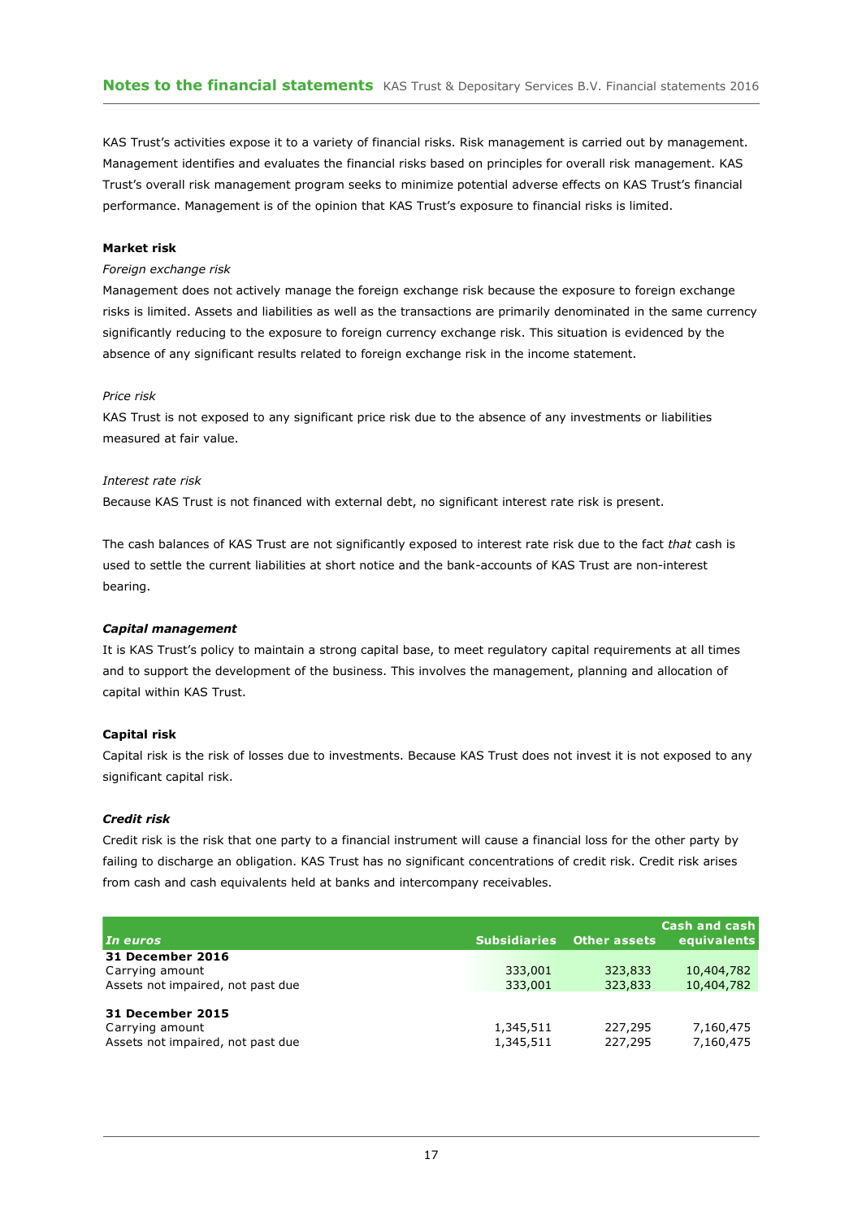KAS Trust's activities expose it to a variety of financial risks. Risk management is carried out by management. Management identifies and evaluates the financial risks based on principles for overall risk management. KAS Trust's overall risk management program seeks to minimize potential adverse effects on KAS Trust's financial performance. Management is of the opinion that KAS Trust's exposure to financial risks is limited.

**Market risk**

*Foreign exchange risk*

Management does not actively manage the foreign exchange risk because the exposure to foreign exchange risks is limited. Assets and liabilities as well as the transactions are primarily denominated in the same currency significantly reducing to the exposure to foreign currency exchange risk. This situation is evidenced by the absence of any significant results related to foreign exchange risk in the income statement.

*Price risk*

KAS Trust is not exposed to any significant price risk due to the absence of any investments or liabilities measured at fair value.

*Interest rate risk*

Because KAS Trust is not financed with external debt, no significant interest rate risk is present.

The cash balances of KAS Trust are not significantly exposed to interest rate risk due to the fact *that* cash is used to settle the current liabilities at short notice and the bank-accounts of KAS Trust are non-interest bearing.

***Capital management***

It is KAS Trust's policy to maintain a strong capital base, to meet regulatory capital requirements at all times and to support the development of the business. This involves the management, planning and allocation of capital within KAS Trust.

**Capital risk**

Capital risk is the risk of losses due to investments. Because KAS Trust does not invest it is not exposed to any significant capital risk.

***Credit risk***

Credit risk is the risk that one party to a financial instrument will cause a financial loss for the other party by failing to discharge an obligation. KAS Trust has no significant concentrations of credit risk. Credit risk arises from cash and cash equivalents held at banks and intercompany receivables.

| *In euros* | Subsidiaries | Other assets | Cash and cash equivalents |
|---|---|---|---|
| **31 December 2016** | | | |
| Carrying amount | 333,001 | 323,833 | 10,404,782 |
| Assets not impaired, not past due | 333,001 | 323,833 | 10,404,782 |
| | | | |
| **31 December 2015** | | | |
| Carrying amount | 1,345,511 | 227,295 | 7,160,475 |
| Assets not impaired, not past due | 1,345,511 | 227,295 | 7,160,475 |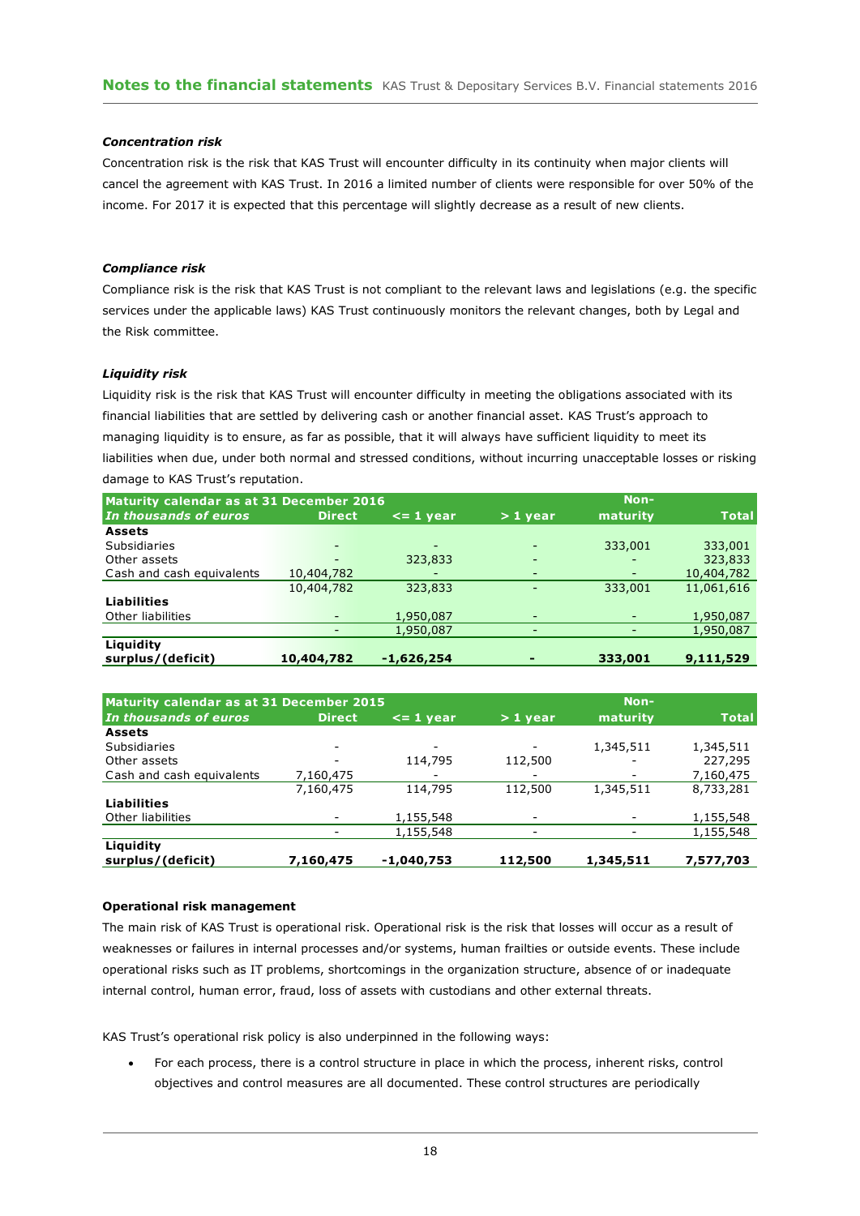***Concentration risk***

Concentration risk is the risk that KAS Trust will encounter difficulty in its continuity when major clients will cancel the agreement with KAS Trust. In 2016 a limited number of clients were responsible for over 50% of the income. For 2017 it is expected that this percentage will slightly decrease as a result of new clients.

***Compliance risk***

Compliance risk is the risk that KAS Trust is not compliant to the relevant laws and legislations (e.g. the specific services under the applicable laws) KAS Trust continuously monitors the relevant changes, both by Legal and the Risk committee.

***Liquidity risk***

Liquidity risk is the risk that KAS Trust will encounter difficulty in meeting the obligations associated with its financial liabilities that are settled by delivering cash or another financial asset. KAS Trust's approach to managing liquidity is to ensure, as far as possible, that it will always have sufficient liquidity to meet its liabilities when due, under both normal and stressed conditions, without incurring unacceptable losses or risking damage to KAS Trust's reputation.

| Maturity calendar as at 31 December 2016 *In thousands of euros* | Direct | <= 1 year | > 1 year | Non-maturity | Total |
|---|---|---|---|---|---|
| **Assets** | | | | | |
| Subsidiaries | - | - | - | 333,001 | 333,001 |
| Other assets | - | 323,833 | - | - | 323,833 |
| Cash and cash equivalents | 10,404,782 | - | - | - | 10,404,782 |
| | 10,404,782 | 323,833 | - | 333,001 | 11,061,616 |
| **Liabilities** | | | | | |
| Other liabilities | - | 1,950,087 | - | - | 1,950,087 |
| | - | 1,950,087 | - | - | 1,950,087 |
| **Liquidity surplus/(deficit)** | **10,404,782** | **-1,626,254** | **-** | **333,001** | **9,111,529** |

| Maturity calendar as at 31 December 2015 *In thousands of euros* | Direct | <= 1 year | > 1 year | Non-maturity | Total |
|---|---|---|---|---|---|
| **Assets** | | | | | |
| Subsidiaries | - | - | - | 1,345,511 | 1,345,511 |
| Other assets | - | 114,795 | 112,500 | - | 227,295 |
| Cash and cash equivalents | 7,160,475 | - | - | - | 7,160,475 |
| | 7,160,475 | 114,795 | 112,500 | 1,345,511 | 8,733,281 |
| **Liabilities** | | | | | |
| Other liabilities | - | 1,155,548 | - | - | 1,155,548 |
| | - | 1,155,548 | - | - | 1,155,548 |
| **Liquidity surplus/(deficit)** | **7,160,475** | **-1,040,753** | **112,500** | **1,345,511** | **7,577,703** |

**Operational risk management**

The main risk of KAS Trust is operational risk. Operational risk is the risk that losses will occur as a result of weaknesses or failures in internal processes and/or systems, human frailties or outside events. These include operational risks such as IT problems, shortcomings in the organization structure, absence of or inadequate internal control, human error, fraud, loss of assets with custodians and other external threats.

KAS Trust's operational risk policy is also underpinned in the following ways:

- For each process, there is a control structure in place in which the process, inherent risks, control objectives and control measures are all documented. These control structures are periodically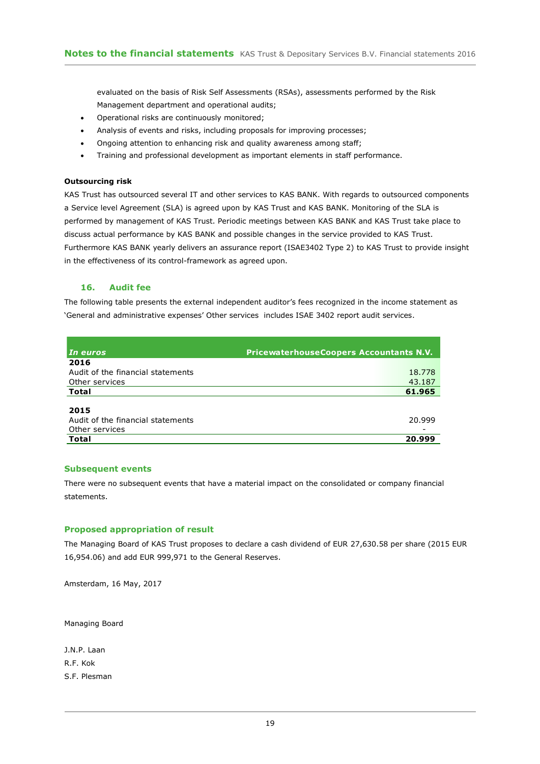evaluated on the basis of Risk Self Assessments (RSAs), assessments performed by the Risk Management department and operational audits;

- Operational risks are continuously monitored;
- Analysis of events and risks, including proposals for improving processes;
- Ongoing attention to enhancing risk and quality awareness among staff;
- Training and professional development as important elements in staff performance.

**Outsourcing risk**

KAS Trust has outsourced several IT and other services to KAS BANK. With regards to outsourced components a Service level Agreement (SLA) is agreed upon by KAS Trust and KAS BANK. Monitoring of the SLA is performed by management of KAS Trust. Periodic meetings between KAS BANK and KAS Trust take place to discuss actual performance by KAS BANK and possible changes in the service provided to KAS Trust. Furthermore KAS BANK yearly delivers an assurance report (ISAE3402 Type 2) to KAS Trust to provide insight in the effectiveness of its control-framework as agreed upon.

## 16. Audit fee

The following table presents the external independent auditor's fees recognized in the income statement as 'General and administrative expenses' Other services includes ISAE 3402 report audit services.

| *In euros* | **PricewaterhouseCoopers Accountants N.V.** |
|---|---|
| **2016** | |
| Audit of the financial statements | 18.778 |
| Other services | 43.187 |
| **Total** | **61.965** |
| | |
| **2015** | |
| Audit of the financial statements | 20.999 |
| Other services | - |
| **Total** | **20.999** |

## Subsequent events

There were no subsequent events that have a material impact on the consolidated or company financial statements.

## Proposed appropriation of result

The Managing Board of KAS Trust proposes to declare a cash dividend of EUR 27,630.58 per share (2015 EUR 16,954.06) and add EUR 999,971 to the General Reserves.

Amsterdam, 16 May, 2017

Managing Board

J.N.P. Laan
R.F. Kok
S.F. Plesman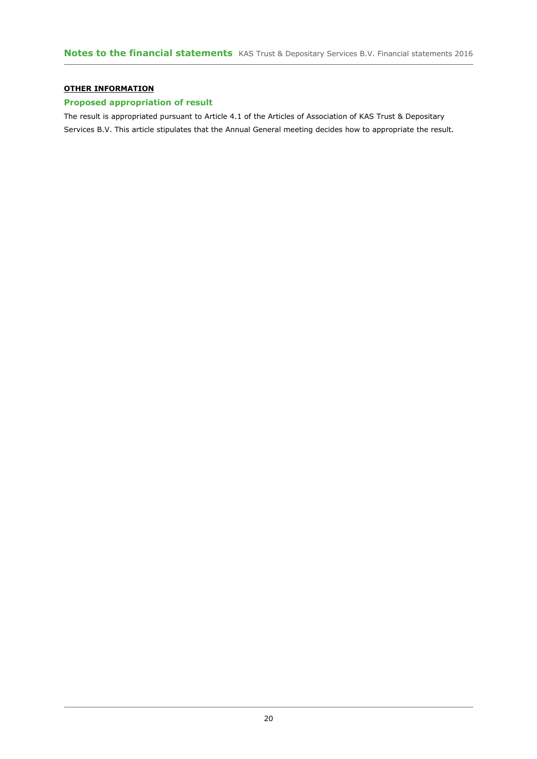**OTHER INFORMATION**

## Proposed appropriation of result

The result is appropriated pursuant to Article 4.1 of the Articles of Association of KAS Trust & Depositary Services B.V. This article stipulates that the Annual General meeting decides how to appropriate the result.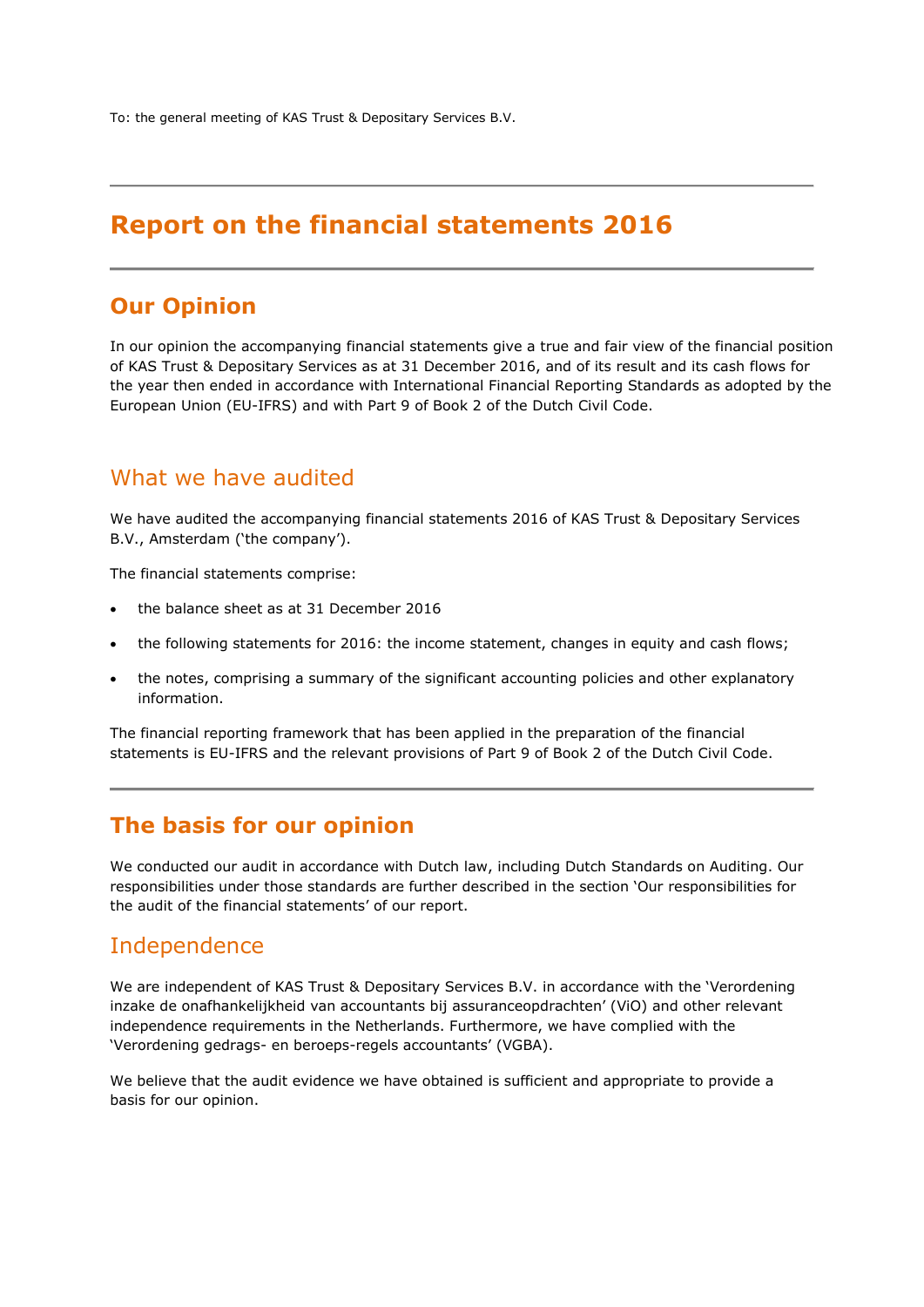To: the general meeting of KAS Trust & Depositary Services B.V.

# Report on the financial statements 2016

## Our Opinion

In our opinion the accompanying financial statements give a true and fair view of the financial position of KAS Trust & Depositary Services as at 31 December 2016, and of its result and its cash flows for the year then ended in accordance with International Financial Reporting Standards as adopted by the European Union (EU-IFRS) and with Part 9 of Book 2 of the Dutch Civil Code.

### What we have audited

We have audited the accompanying financial statements 2016 of KAS Trust & Depositary Services B.V., Amsterdam ('the company').

The financial statements comprise:

- the balance sheet as at 31 December 2016
- the following statements for 2016: the income statement, changes in equity and cash flows;
- the notes, comprising a summary of the significant accounting policies and other explanatory information.

The financial reporting framework that has been applied in the preparation of the financial statements is EU-IFRS and the relevant provisions of Part 9 of Book 2 of the Dutch Civil Code.

## The basis for our opinion

We conducted our audit in accordance with Dutch law, including Dutch Standards on Auditing. Our responsibilities under those standards are further described in the section 'Our responsibilities for the audit of the financial statements' of our report.

### Independence

We are independent of KAS Trust & Depositary Services B.V. in accordance with the 'Verordening inzake de onafhankelijkheid van accountants bij assuranceopdrachten' (ViO) and other relevant independence requirements in the Netherlands. Furthermore, we have complied with the 'Verordening gedrags- en beroeps-regels accountants' (VGBA).

We believe that the audit evidence we have obtained is sufficient and appropriate to provide a basis for our opinion.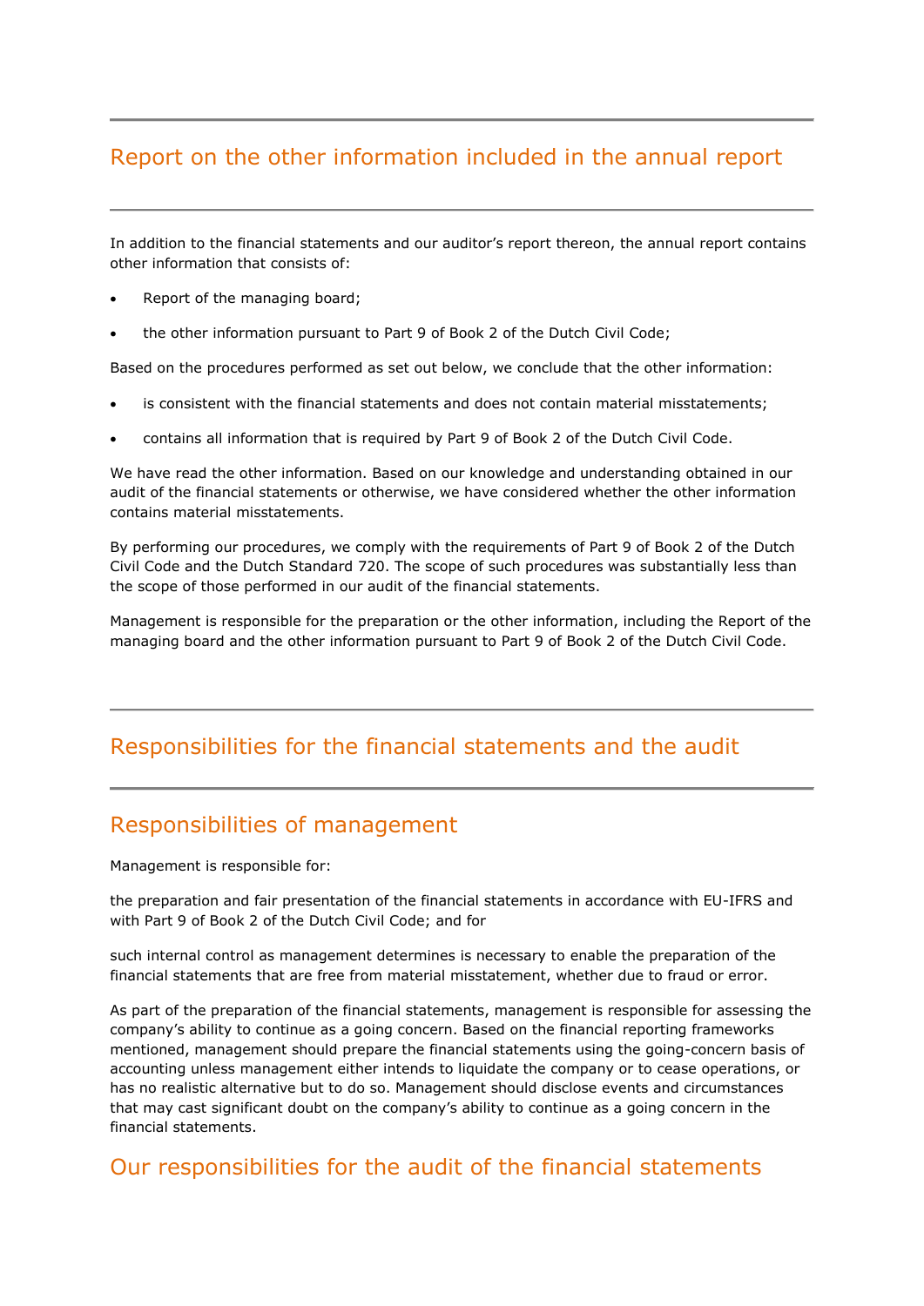## Report on the other information included in the annual report

In addition to the financial statements and our auditor's report thereon, the annual report contains other information that consists of:

- Report of the managing board;
- the other information pursuant to Part 9 of Book 2 of the Dutch Civil Code;

Based on the procedures performed as set out below, we conclude that the other information:

- is consistent with the financial statements and does not contain material misstatements;
- contains all information that is required by Part 9 of Book 2 of the Dutch Civil Code.

We have read the other information. Based on our knowledge and understanding obtained in our audit of the financial statements or otherwise, we have considered whether the other information contains material misstatements.

By performing our procedures, we comply with the requirements of Part 9 of Book 2 of the Dutch Civil Code and the Dutch Standard 720. The scope of such procedures was substantially less than the scope of those performed in our audit of the financial statements.

Management is responsible for the preparation or the other information, including the Report of the managing board and the other information pursuant to Part 9 of Book 2 of the Dutch Civil Code.

## Responsibilities for the financial statements and the audit

## Responsibilities of management

Management is responsible for:

the preparation and fair presentation of the financial statements in accordance with EU-IFRS and with Part 9 of Book 2 of the Dutch Civil Code; and for

such internal control as management determines is necessary to enable the preparation of the financial statements that are free from material misstatement, whether due to fraud or error.

As part of the preparation of the financial statements, management is responsible for assessing the company's ability to continue as a going concern. Based on the financial reporting frameworks mentioned, management should prepare the financial statements using the going-concern basis of accounting unless management either intends to liquidate the company or to cease operations, or has no realistic alternative but to do so. Management should disclose events and circumstances that may cast significant doubt on the company's ability to continue as a going concern in the financial statements.

## Our responsibilities for the audit of the financial statements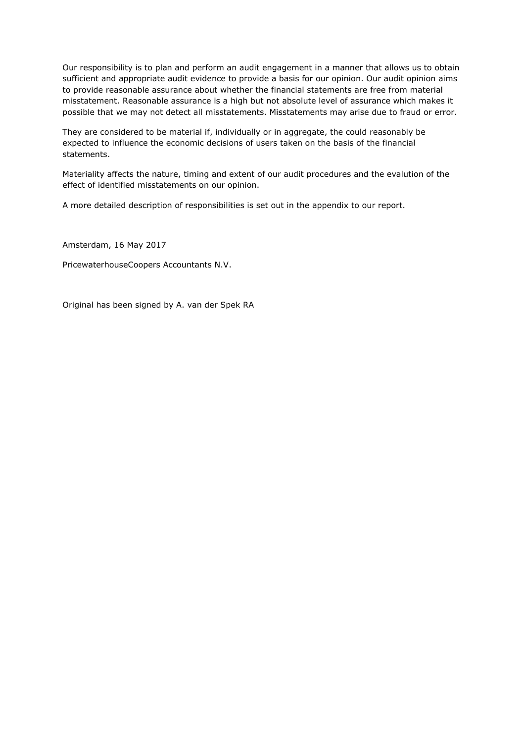Our responsibility is to plan and perform an audit engagement in a manner that allows us to obtain sufficient and appropriate audit evidence to provide a basis for our opinion. Our audit opinion aims to provide reasonable assurance about whether the financial statements are free from material misstatement. Reasonable assurance is a high but not absolute level of assurance which makes it possible that we may not detect all misstatements. Misstatements may arise due to fraud or error.

They are considered to be material if, individually or in aggregate, the could reasonably be expected to influence the economic decisions of users taken on the basis of the financial statements.

Materiality affects the nature, timing and extent of our audit procedures and the evalution of the effect of identified misstatements on our opinion.

A more detailed description of responsibilities is set out in the appendix to our report.

Amsterdam, 16 May 2017

PricewaterhouseCoopers Accountants N.V.

Original has been signed by A. van der Spek RA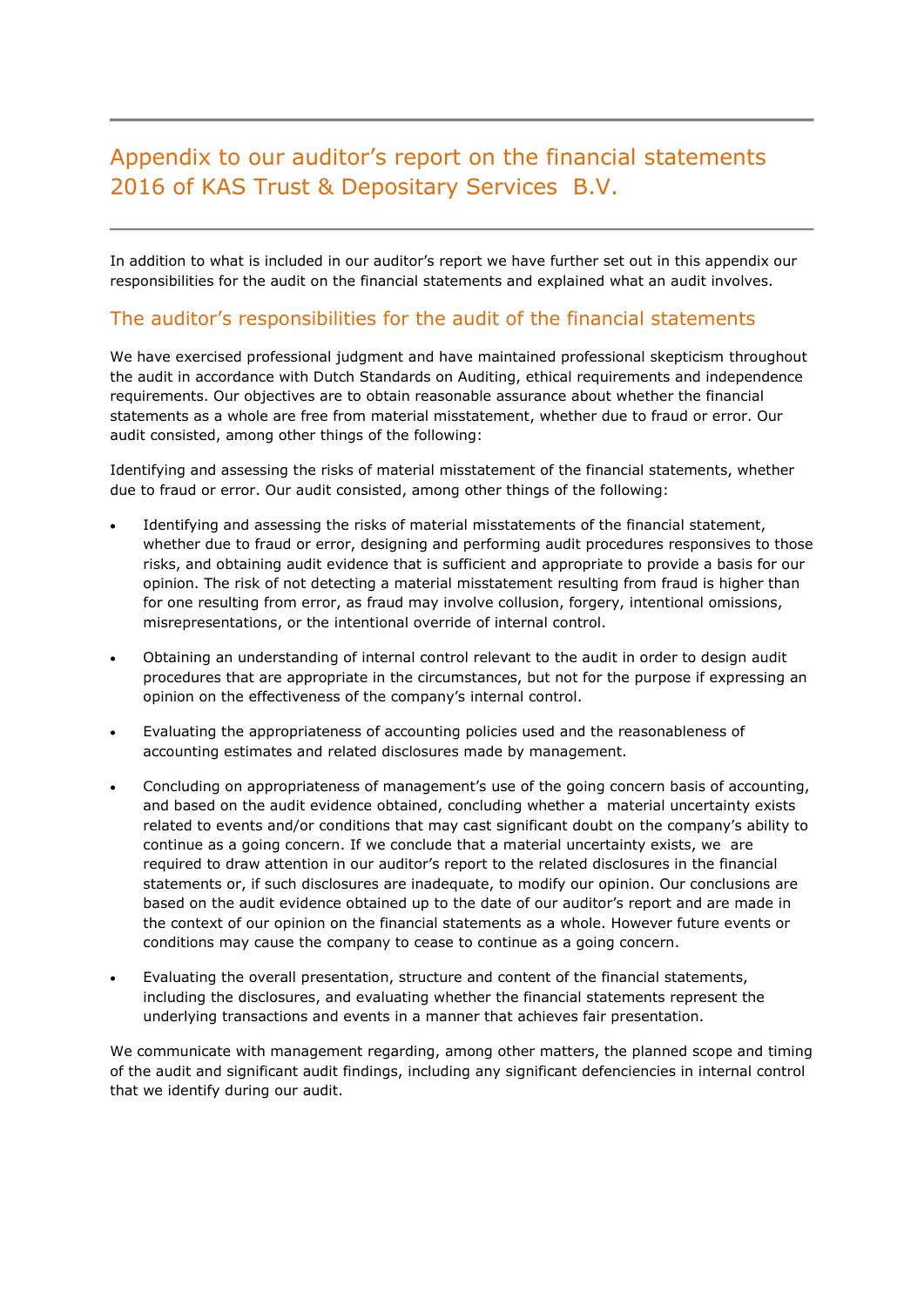# Appendix to our auditor’s report on the financial statements 2016 of KAS Trust & Depositary Services  B.V.

In addition to what is included in our auditor’s report we have further set out in this appendix our responsibilities for the audit on the financial statements and explained what an audit involves.

## The auditor’s responsibilities for the audit of the financial statements

We have exercised professional judgment and have maintained professional skepticism throughout the audit in accordance with Dutch Standards on Auditing, ethical requirements and independence requirements. Our objectives are to obtain reasonable assurance about whether the financial statements as a whole are free from material misstatement, whether due to fraud or error. Our audit consisted, among other things of the following:

Identifying and assessing the risks of material misstatement of the financial statements, whether due to fraud or error. Our audit consisted, among other things of the following:

- Identifying and assessing the risks of material misstatements of the financial statement, whether due to fraud or error, designing and performing audit procedures responsives to those risks, and obtaining audit evidence that is sufficient and appropriate to provide a basis for our opinion. The risk of not detecting a material misstatement resulting from fraud is higher than for one resulting from error, as fraud may involve collusion, forgery, intentional omissions, misrepresentations, or the intentional override of internal control.

- Obtaining an understanding of internal control relevant to the audit in order to design audit procedures that are appropriate in the circumstances, but not for the purpose if expressing an opinion on the effectiveness of the company’s internal control.

- Evaluating the appropriateness of accounting policies used and the reasonableness of accounting estimates and related disclosures made by management.

- Concluding on appropriateness of management’s use of the going concern basis of accounting, and based on the audit evidence obtained, concluding whether a  material uncertainty exists related to events and/or conditions that may cast significant doubt on the company’s ability to continue as a going concern. If we conclude that a material uncertainty exists, we  are required to draw attention in our auditor’s report to the related disclosures in the financial statements or, if such disclosures are inadequate, to modify our opinion. Our conclusions are based on the audit evidence obtained up to the date of our auditor’s report and are made in the context of our opinion on the financial statements as a whole. However future events or conditions may cause the company to cease to continue as a going concern.

- Evaluating the overall presentation, structure and content of the financial statements, including the disclosures, and evaluating whether the financial statements represent the underlying transactions and events in a manner that achieves fair presentation.

We communicate with management regarding, among other matters, the planned scope and timing of the audit and significant audit findings, including any significant defenciencies in internal control that we identify during our audit.